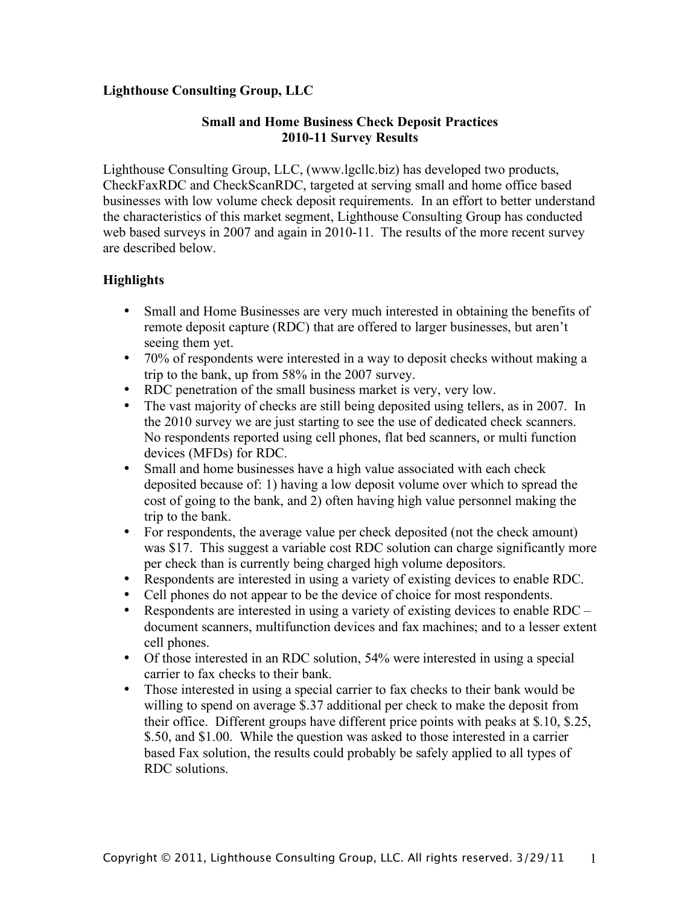**Lighthouse Consulting Group, LLC**

## Small and Home Business Check Deposit Practices
## 2010-11 Survey Results

Lighthouse Consulting Group, LLC, (www.lgcllc.biz) has developed two products, CheckFaxRDC and CheckScanRDC, targeted at serving small and home office based businesses with low volume check deposit requirements. In an effort to better understand the characteristics of this market segment, Lighthouse Consulting Group has conducted web based surveys in 2007 and again in 2010-11. The results of the more recent survey are described below.

### Highlights

- Small and Home Businesses are very much interested in obtaining the benefits of remote deposit capture (RDC) that are offered to larger businesses, but aren't seeing them yet.
- 70% of respondents were interested in a way to deposit checks without making a trip to the bank, up from 58% in the 2007 survey.
- RDC penetration of the small business market is very, very low.
- The vast majority of checks are still being deposited using tellers, as in 2007. In the 2010 survey we are just starting to see the use of dedicated check scanners. No respondents reported using cell phones, flat bed scanners, or multi function devices (MFDs) for RDC.
- Small and home businesses have a high value associated with each check deposited because of: 1) having a low deposit volume over which to spread the cost of going to the bank, and 2) often having high value personnel making the trip to the bank.
- For respondents, the average value per check deposited (not the check amount) was $17. This suggest a variable cost RDC solution can charge significantly more per check than is currently being charged high volume depositors.
- Respondents are interested in using a variety of existing devices to enable RDC.
- Cell phones do not appear to be the device of choice for most respondents.
- Respondents are interested in using a variety of existing devices to enable RDC – document scanners, multifunction devices and fax machines; and to a lesser extent cell phones.
- Of those interested in an RDC solution, 54% were interested in using a special carrier to fax checks to their bank.
- Those interested in using a special carrier to fax checks to their bank would be willing to spend on average $.37 additional per check to make the deposit from their office. Different groups have different price points with peaks at $.10, $.25, $.50, and $1.00. While the question was asked to those interested in a carrier based Fax solution, the results could probably be safely applied to all types of RDC solutions.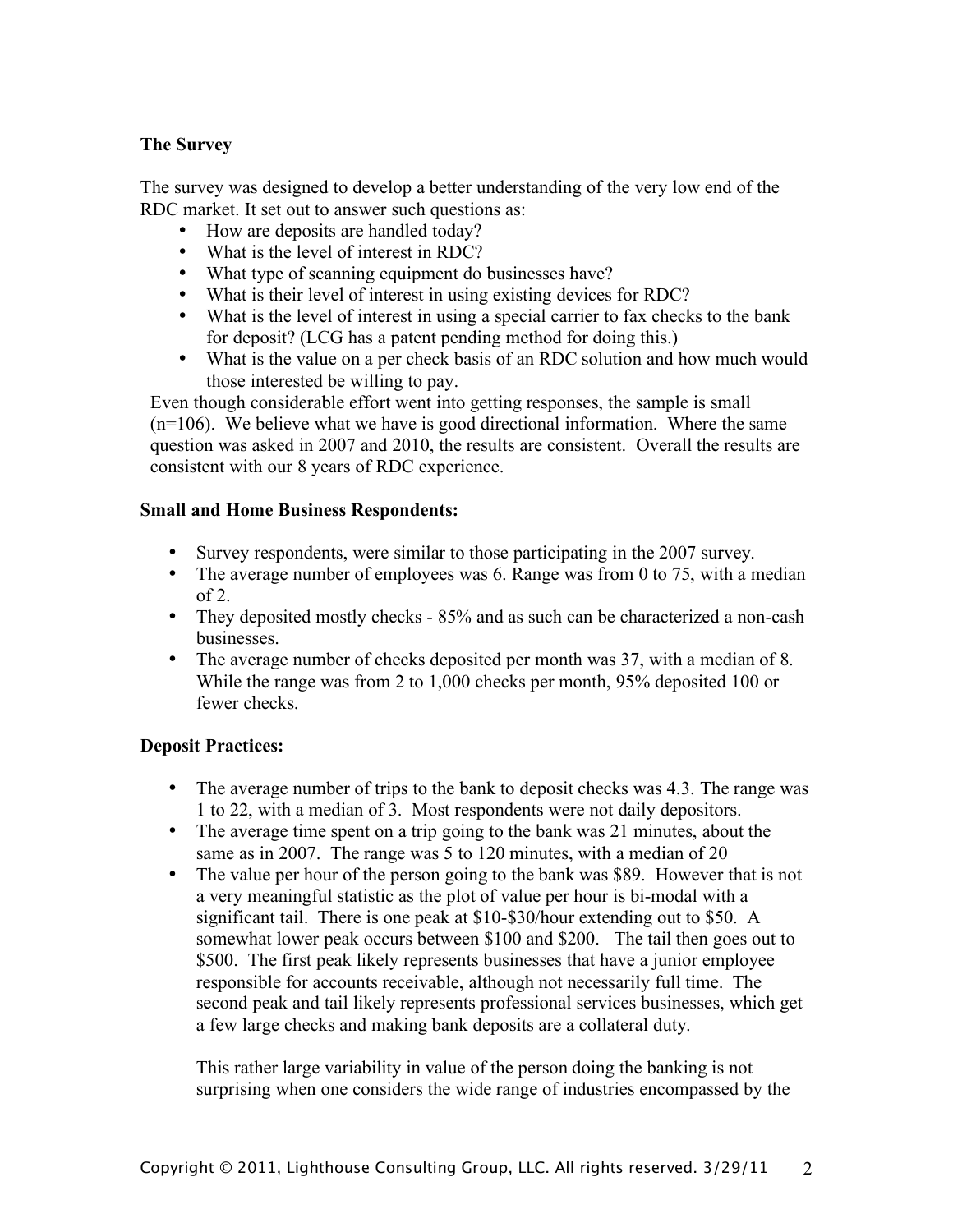**The Survey**

The survey was designed to develop a better understanding of the very low end of the RDC market. It set out to answer such questions as:

- How are deposits are handled today?
- What is the level of interest in RDC?
- What type of scanning equipment do businesses have?
- What is their level of interest in using existing devices for RDC?
- What is the level of interest in using a special carrier to fax checks to the bank for deposit? (LCG has a patent pending method for doing this.)
- What is the value on a per check basis of an RDC solution and how much would those interested be willing to pay.

Even though considerable effort went into getting responses, the sample is small (n=106). We believe what we have is good directional information. Where the same question was asked in 2007 and 2010, the results are consistent. Overall the results are consistent with our 8 years of RDC experience.

**Small and Home Business Respondents:**

- Survey respondents, were similar to those participating in the 2007 survey.
- The average number of employees was 6. Range was from 0 to 75, with a median of 2.
- They deposited mostly checks - 85% and as such can be characterized a non-cash businesses.
- The average number of checks deposited per month was 37, with a median of 8. While the range was from 2 to 1,000 checks per month, 95% deposited 100 or fewer checks.

**Deposit Practices:**

- The average number of trips to the bank to deposit checks was 4.3. The range was 1 to 22, with a median of 3. Most respondents were not daily depositors.
- The average time spent on a trip going to the bank was 21 minutes, about the same as in 2007. The range was 5 to 120 minutes, with a median of 20
- The value per hour of the person going to the bank was $89. However that is not a very meaningful statistic as the plot of value per hour is bi-modal with a significant tail. There is one peak at $10-$30/hour extending out to $50. A somewhat lower peak occurs between $100 and $200. The tail then goes out to $500. The first peak likely represents businesses that have a junior employee responsible for accounts receivable, although not necessarily full time. The second peak and tail likely represents professional services businesses, which get a few large checks and making bank deposits are a collateral duty.

  This rather large variability in value of the person doing the banking is not surprising when one considers the wide range of industries encompassed by the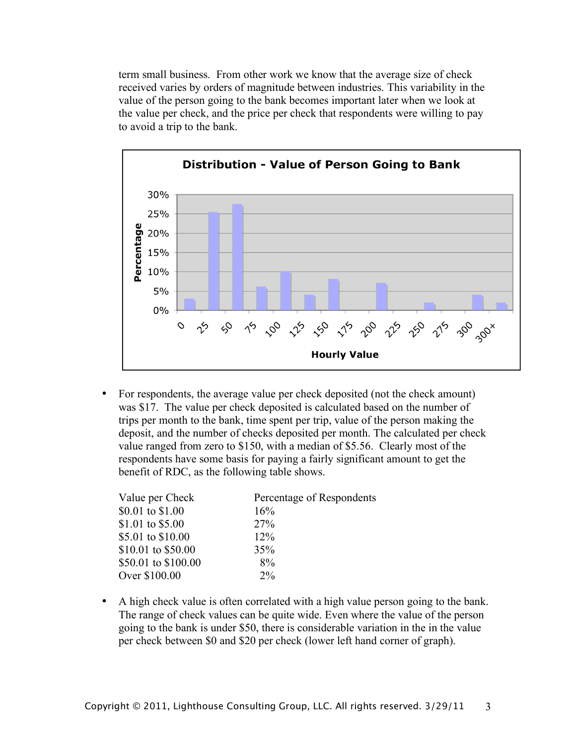term small business. From other work we know that the average size of check received varies by orders of magnitude between industries. This variability in the value of the person going to the bank becomes important later when we look at the value per check, and the price per check that respondents were willing to pay to avoid a trip to the bank.

- For respondents, the average value per check deposited (not the check amount) was $17. The value per check deposited is calculated based on the number of trips per month to the bank, time spent per trip, value of the person making the deposit, and the number of checks deposited per month. The calculated per check value ranged from zero to $150, with a median of $5.56. Clearly most of the respondents have some basis for paying a fairly significant amount to get the benefit of RDC, as the following table shows.

| Value per Check | Percentage of Respondents |
|---|---|
| $0.01 to $1.00 | 16% |
| $1.01 to $5.00 | 27% |
| $5.01 to $10.00 | 12% |
| $10.01 to $50.00 | 35% |
| $50.01 to $100.00 | 8% |
| Over $100.00 | 2% |

- A high check value is often correlated with a high value person going to the bank. The range of check values can be quite wide. Even where the value of the person going to the bank is under $50, there is considerable variation in the in the value per check between $0 and $20 per check (lower left hand corner of graph).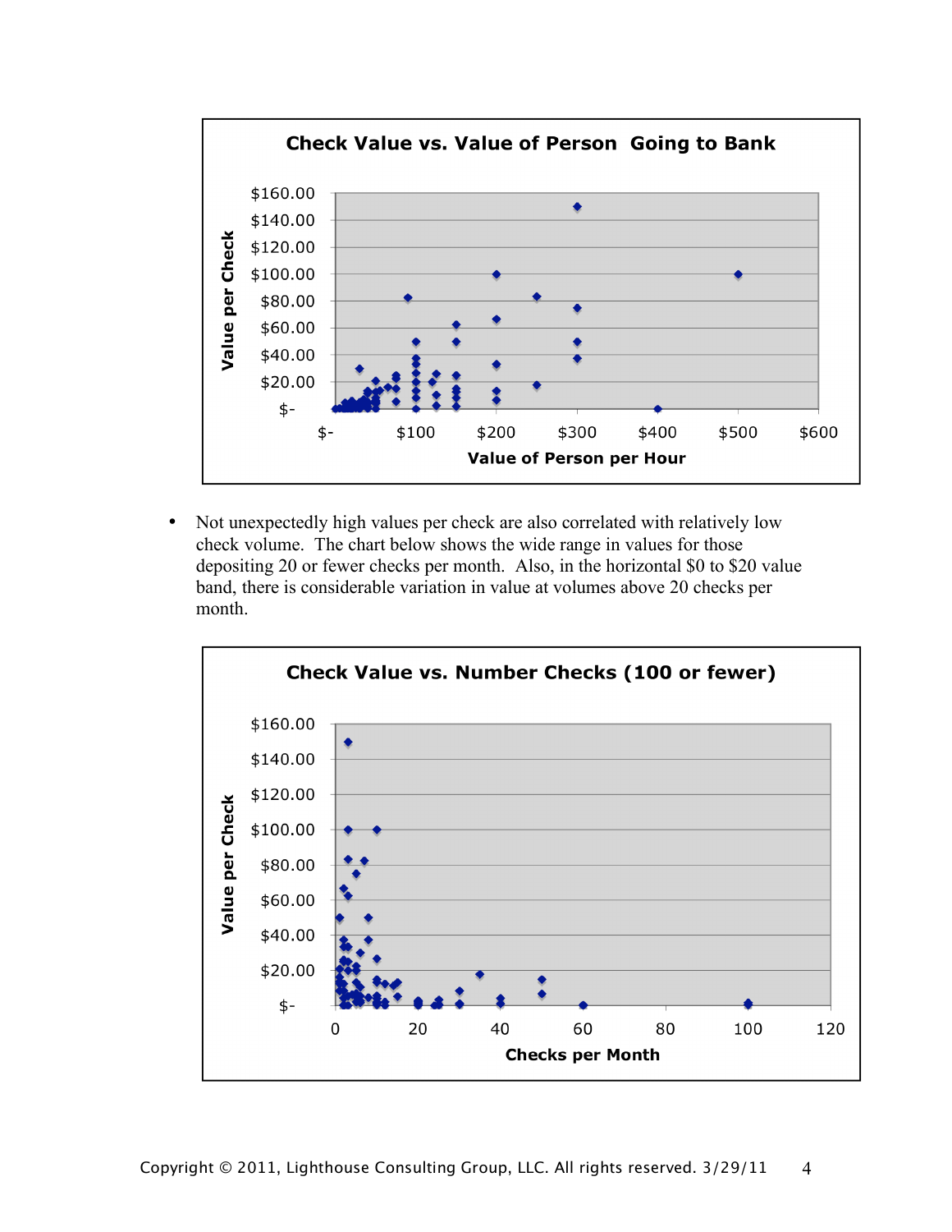**Check Value vs. Value of Person Going to Bank**

- Not unexpectedly high values per check are also correlated with relatively low check volume. The chart below shows the wide range in values for those depositing 20 or fewer checks per month. Also, in the horizontal $0 to $20 value band, there is considerable variation in value at volumes above 20 checks per month.

**Check Value vs. Number Checks (100 or fewer)**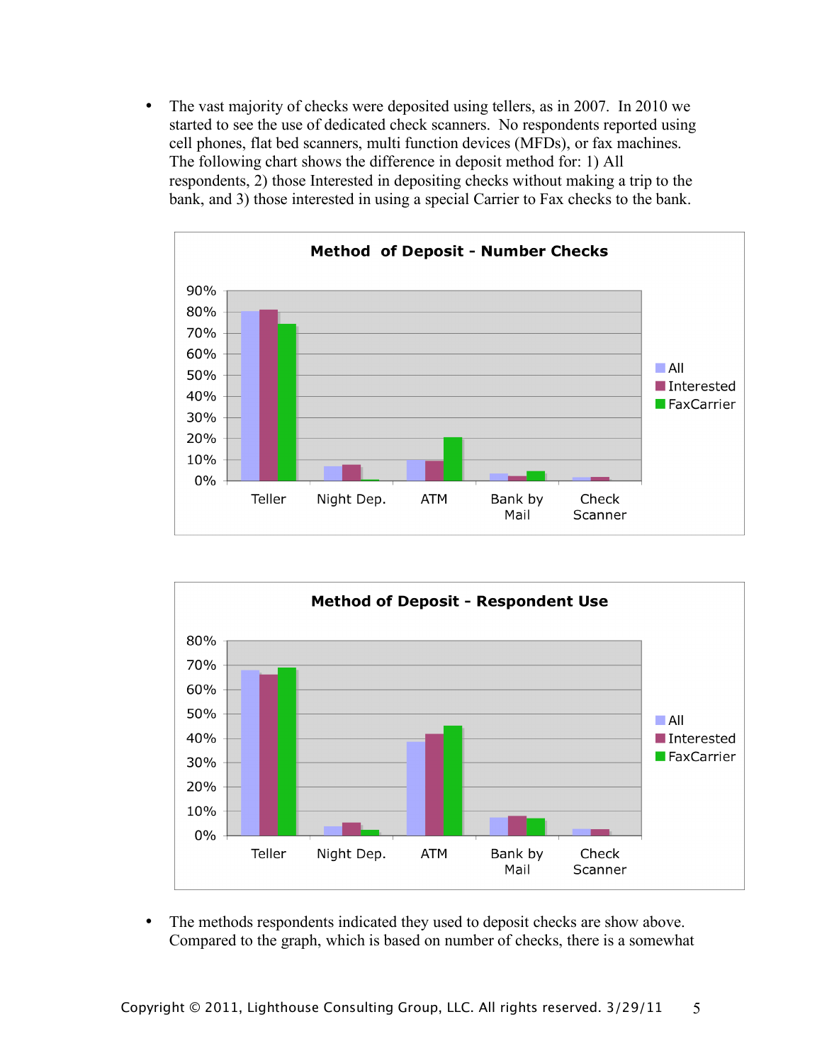- The vast majority of checks were deposited using tellers, as in 2007. In 2010 we started to see the use of dedicated check scanners. No respondents reported using cell phones, flat bed scanners, multi function devices (MFDs), or fax machines. The following chart shows the difference in deposit method for: 1) All respondents, 2) those Interested in depositing checks without making a trip to the bank, and 3) those interested in using a special Carrier to Fax checks to the bank.

**Method of Deposit - Number Checks**

**Method of Deposit - Respondent Use**

- The methods respondents indicated they used to deposit checks are show above. Compared to the graph, which is based on number of checks, there is a somewhat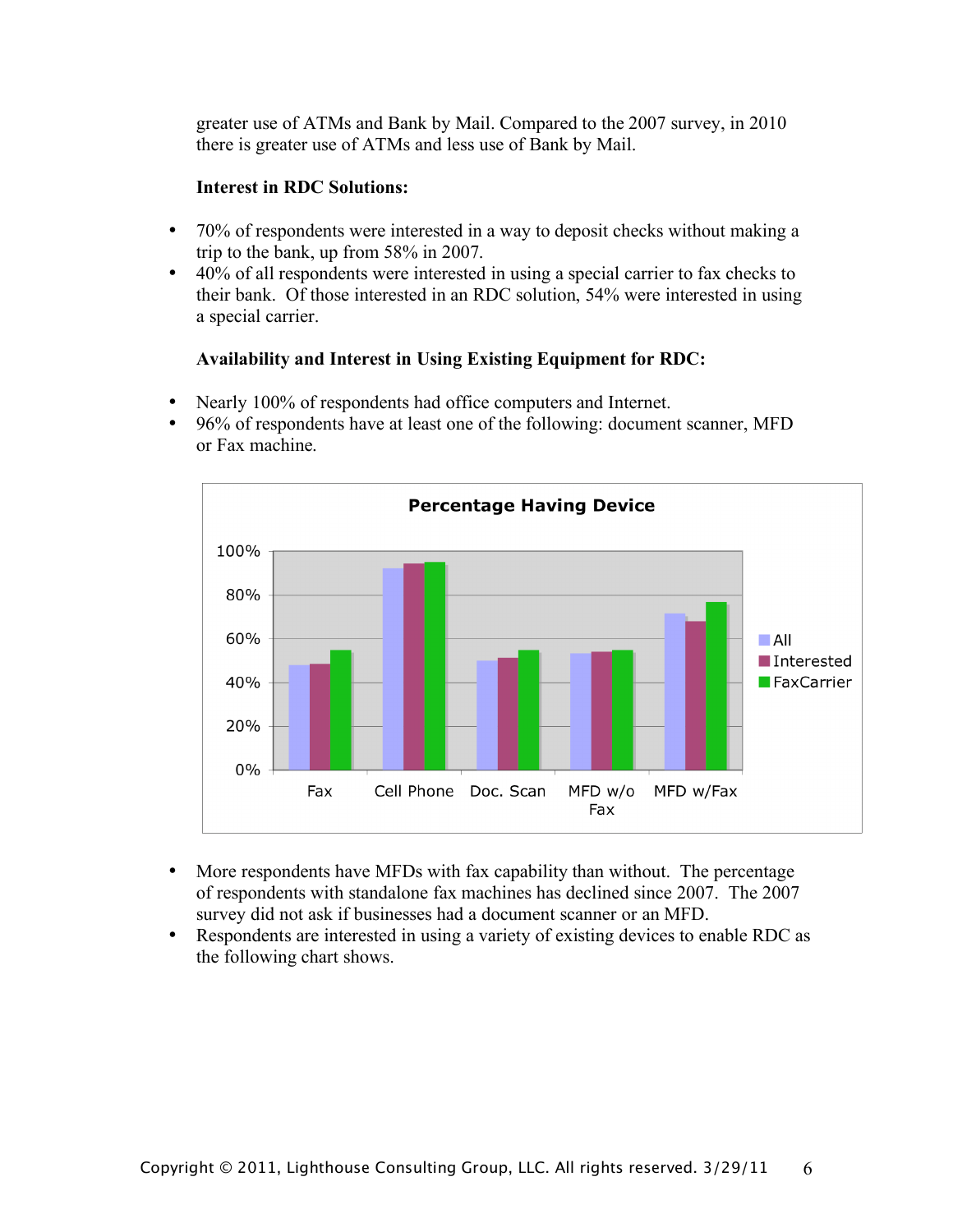greater use of ATMs and Bank by Mail. Compared to the 2007 survey, in 2010 there is greater use of ATMs and less use of Bank by Mail.

**Interest in RDC Solutions:**

- 70% of respondents were interested in a way to deposit checks without making a trip to the bank, up from 58% in 2007.
- 40% of all respondents were interested in using a special carrier to fax checks to their bank. Of those interested in an RDC solution, 54% were interested in using a special carrier.

**Availability and Interest in Using Existing Equipment for RDC:**

- Nearly 100% of respondents had office computers and Internet.
- 96% of respondents have at least one of the following: document scanner, MFD or Fax machine.

**Percentage Having Device**

| | All | Interested | FaxCarrier |
|---|---|---|---|
| Fax | ~48% | ~48% | ~55% |
| Cell Phone | ~92% | ~94% | ~95% |
| Doc. Scan | ~50% | ~51% | ~55% |
| MFD w/o Fax | ~53% | ~54% | ~55% |
| MFD w/Fax | ~71% | ~68% | ~77% |

- More respondents have MFDs with fax capability than without. The percentage of respondents with standalone fax machines has declined since 2007. The 2007 survey did not ask if businesses had a document scanner or an MFD.
- Respondents are interested in using a variety of existing devices to enable RDC as the following chart shows.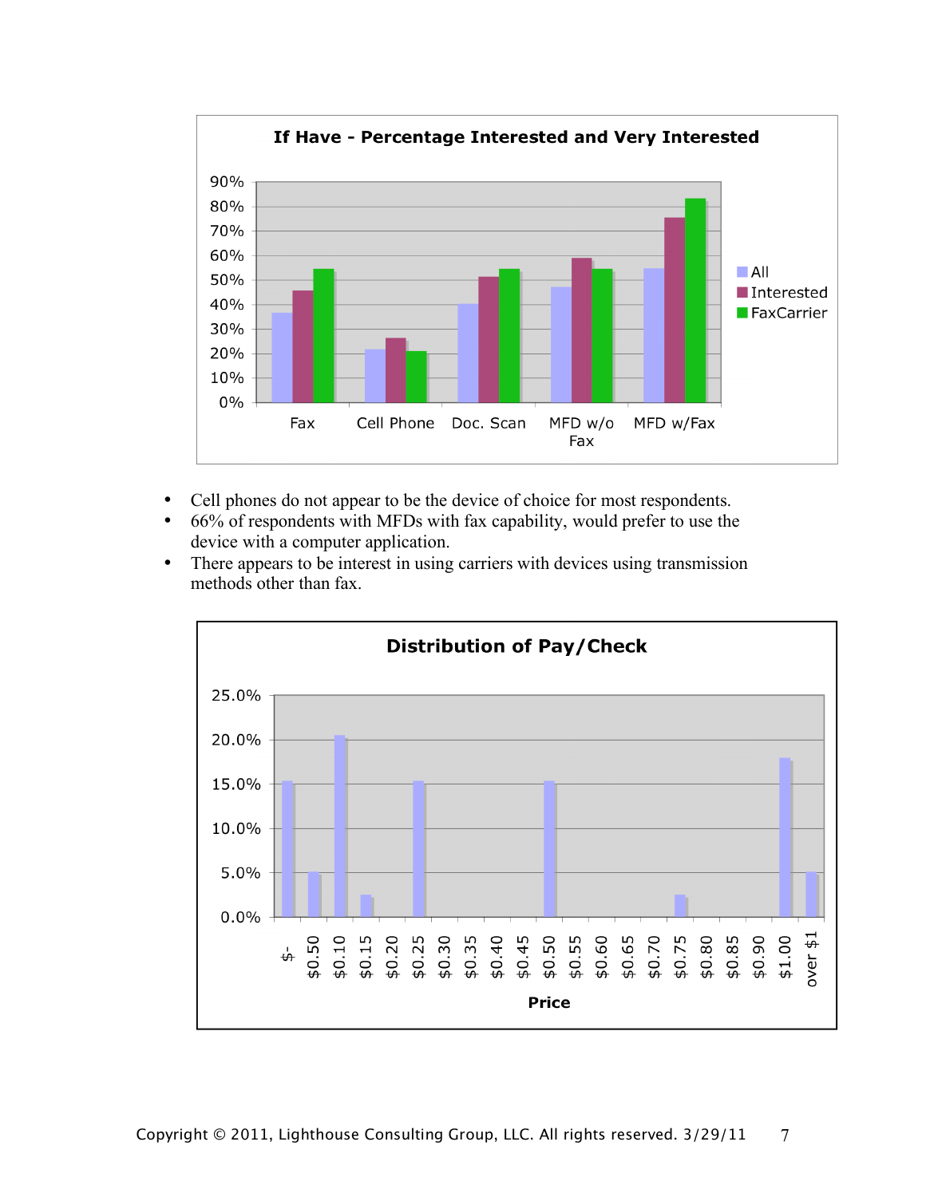**If Have - Percentage Interested and Very Interested**

| | All | Interested | FaxCarrier |
|---|---|---|---|
| Fax | ~37% | ~46% | ~55% |
| Cell Phone | ~22% | ~27% | ~21% |
| Doc. Scan | ~40% | ~52% | ~55% |
| MFD w/o Fax | ~47% | ~59% | ~55% |
| MFD w/Fax | ~55% | ~76% | ~83% |

- Cell phones do not appear to be the device of choice for most respondents.
- 66% of respondents with MFDs with fax capability, would prefer to use the device with a computer application.
- There appears to be interest in using carriers with devices using transmission methods other than fax.

**Distribution of Pay/Check**

| Price | Percentage |
|---|---|
| $- | ~15.4% |
| $0.50 | ~5.1% |
| $0.10 | ~20.5% |
| $0.15 | ~2.6% |
| $0.20 | 0.0% |
| $0.25 | ~15.4% |
| $0.30 | 0.0% |
| $0.35 | 0.0% |
| $0.40 | 0.0% |
| $0.45 | 0.0% |
| $0.50 | ~15.4% |
| $0.55 | 0.0% |
| $0.60 | 0.0% |
| $0.65 | 0.0% |
| $0.70 | 0.0% |
| $0.75 | ~2.6% |
| $0.80 | 0.0% |
| $0.85 | 0.0% |
| $0.90 | 0.0% |
| $1.00 | ~17.9% |
| over $1 | ~5.1% |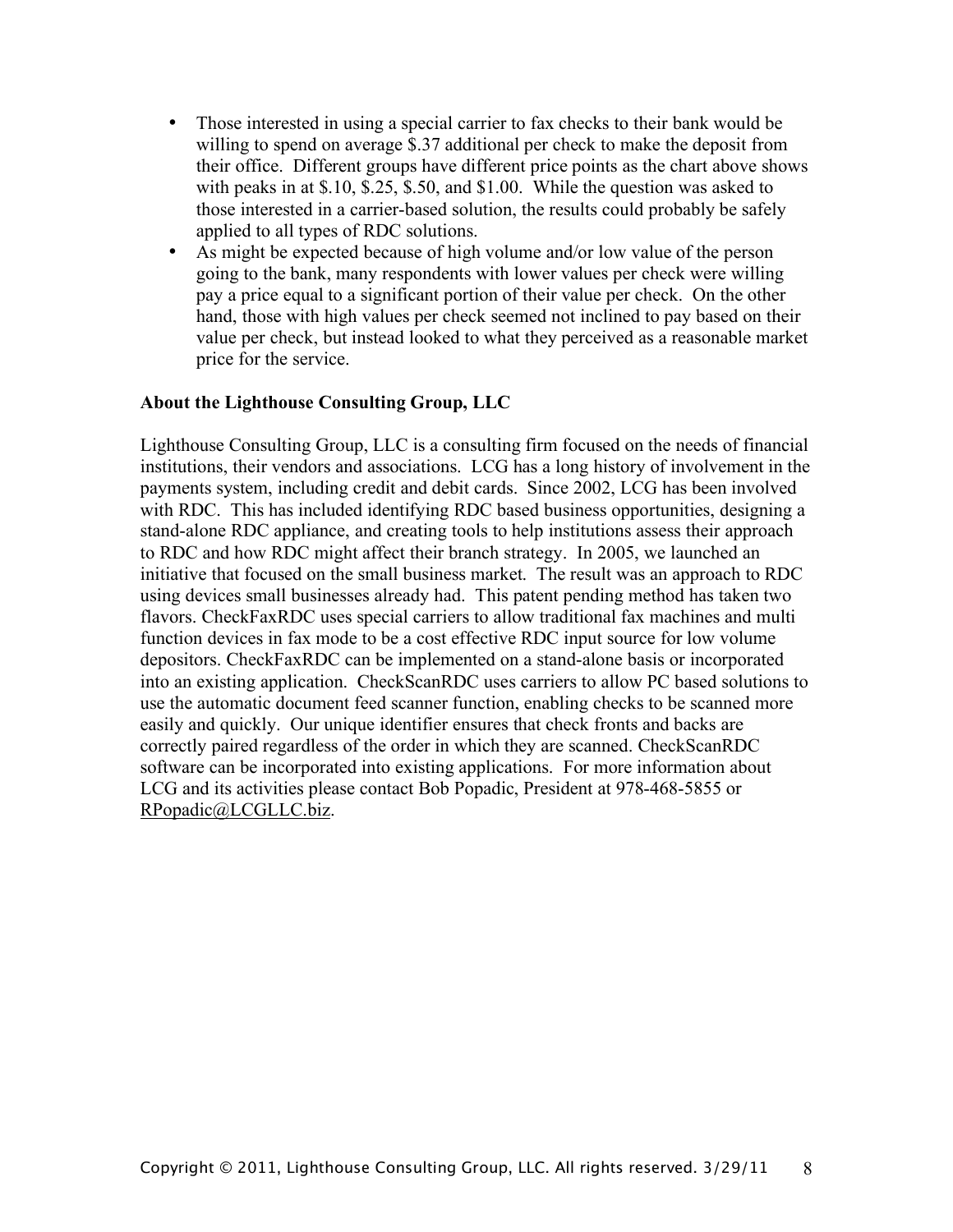- Those interested in using a special carrier to fax checks to their bank would be willing to spend on average $.37 additional per check to make the deposit from their office. Different groups have different price points as the chart above shows with peaks in at $.10, $.25, $.50, and $1.00. While the question was asked to those interested in a carrier-based solution, the results could probably be safely applied to all types of RDC solutions.
- As might be expected because of high volume and/or low value of the person going to the bank, many respondents with lower values per check were willing pay a price equal to a significant portion of their value per check. On the other hand, those with high values per check seemed not inclined to pay based on their value per check, but instead looked to what they perceived as a reasonable market price for the service.

**About the Lighthouse Consulting Group, LLC**

Lighthouse Consulting Group, LLC is a consulting firm focused on the needs of financial institutions, their vendors and associations. LCG has a long history of involvement in the payments system, including credit and debit cards. Since 2002, LCG has been involved with RDC. This has included identifying RDC based business opportunities, designing a stand-alone RDC appliance, and creating tools to help institutions assess their approach to RDC and how RDC might affect their branch strategy. In 2005, we launched an initiative that focused on the small business market. The result was an approach to RDC using devices small businesses already had. This patent pending method has taken two flavors. CheckFaxRDC uses special carriers to allow traditional fax machines and multi function devices in fax mode to be a cost effective RDC input source for low volume depositors. CheckFaxRDC can be implemented on a stand-alone basis or incorporated into an existing application. CheckScanRDC uses carriers to allow PC based solutions to use the automatic document feed scanner function, enabling checks to be scanned more easily and quickly. Our unique identifier ensures that check fronts and backs are correctly paired regardless of the order in which they are scanned. CheckScanRDC software can be incorporated into existing applications. For more information about LCG and its activities please contact Bob Popadic, President at 978-468-5855 or RPopadic@LCGLLC.biz.